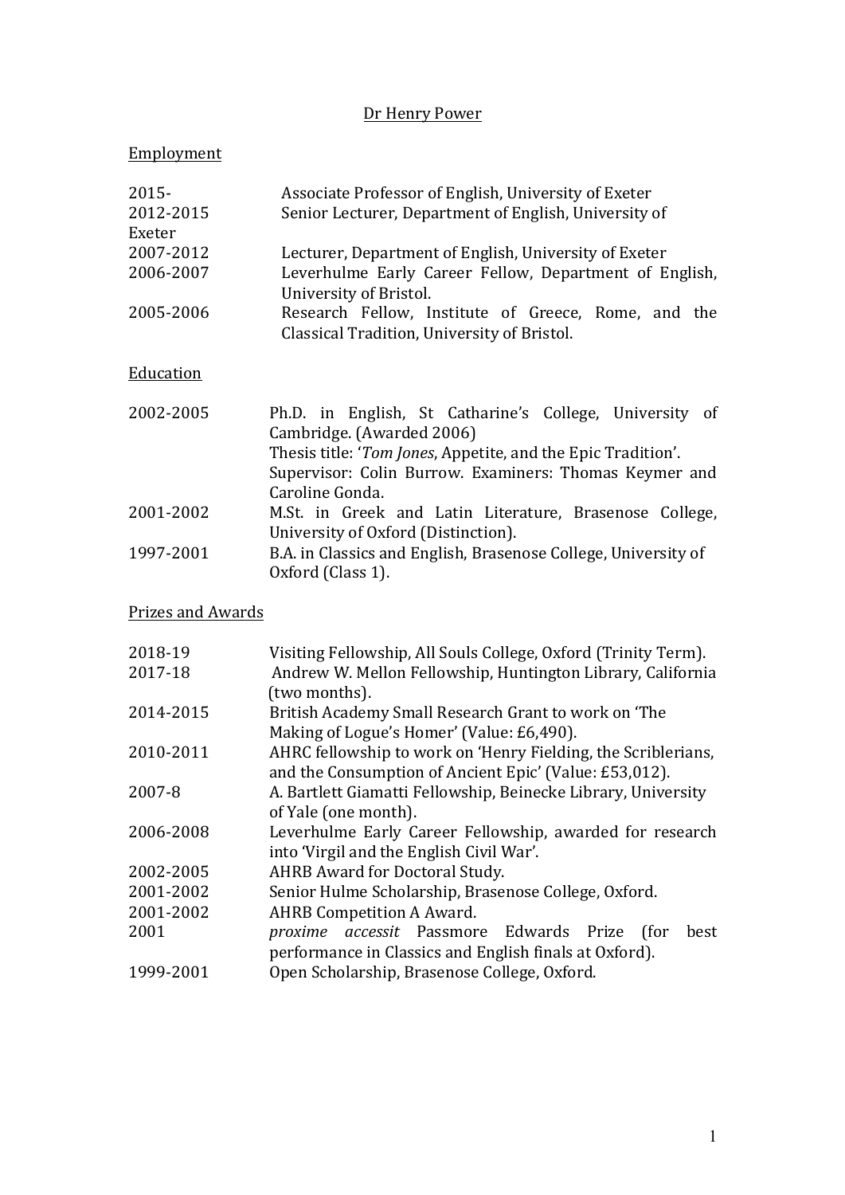# Dr Henry Power

## Employment

| | |
|---|---|
| 2015- | Associate Professor of English, University of Exeter |
| 2012-2015 | Senior Lecturer, Department of English, University of Exeter |
| 2007-2012 | Lecturer, Department of English, University of Exeter |
| 2006-2007 | Leverhulme Early Career Fellow, Department of English, University of Bristol. |
| 2005-2006 | Research Fellow, Institute of Greece, Rome, and the Classical Tradition, University of Bristol. |

## Education

| | |
|---|---|
| 2002-2005 | Ph.D. in English, St Catharine's College, University of Cambridge. (Awarded 2006) Thesis title: '*Tom Jones*, Appetite, and the Epic Tradition'. Supervisor: Colin Burrow. Examiners: Thomas Keymer and Caroline Gonda. |
| 2001-2002 | M.St. in Greek and Latin Literature, Brasenose College, University of Oxford (Distinction). |
| 1997-2001 | B.A. in Classics and English, Brasenose College, University of Oxford (Class 1). |

## Prizes and Awards

| | |
|---|---|
| 2018-19 | Visiting Fellowship, All Souls College, Oxford (Trinity Term). |
| 2017-18 | Andrew W. Mellon Fellowship, Huntington Library, California (two months). |
| 2014-2015 | British Academy Small Research Grant to work on 'The Making of Logue's Homer' (Value: £6,490). |
| 2010-2011 | AHRC fellowship to work on 'Henry Fielding, the Scriblerians, and the Consumption of Ancient Epic' (Value: £53,012). |
| 2007-8 | A. Bartlett Giamatti Fellowship, Beinecke Library, University of Yale (one month). |
| 2006-2008 | Leverhulme Early Career Fellowship, awarded for research into 'Virgil and the English Civil War'. |
| 2002-2005 | AHRB Award for Doctoral Study. |
| 2001-2002 | Senior Hulme Scholarship, Brasenose College, Oxford. |
| 2001-2002 | AHRB Competition A Award. |
| 2001 | *proxime accessit* Passmore Edwards Prize (for best performance in Classics and English finals at Oxford). |
| 1999-2001 | Open Scholarship, Brasenose College, Oxford. |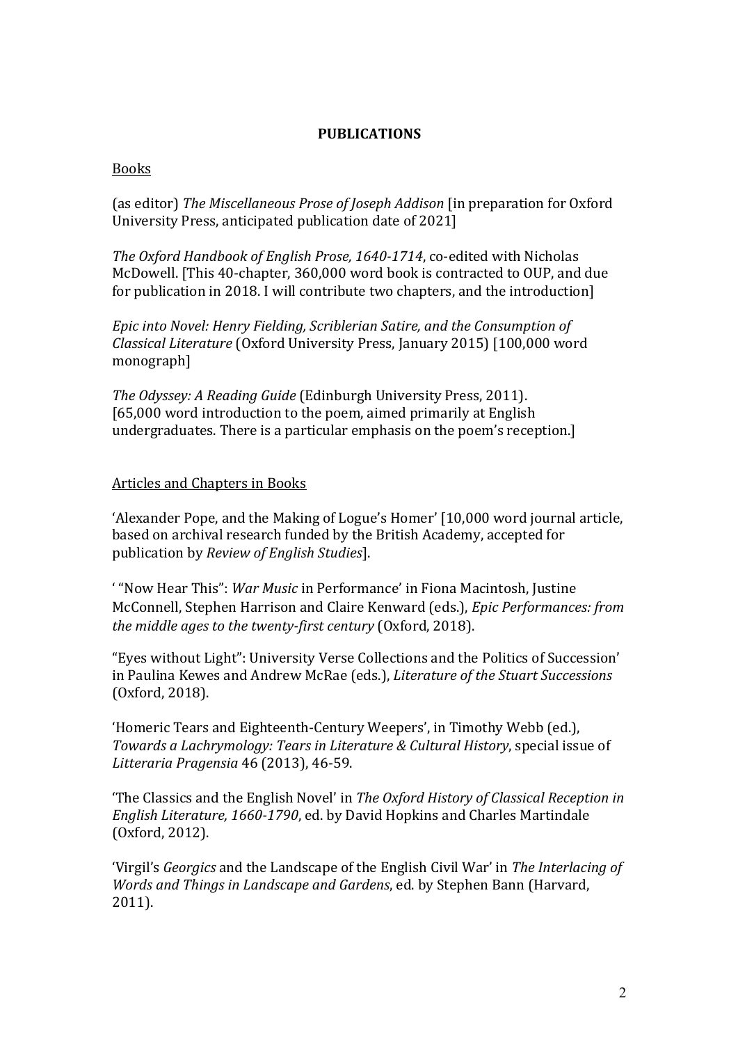**PUBLICATIONS**

<u>Books</u>

(as editor) *The Miscellaneous Prose of Joseph Addison* [in preparation for Oxford University Press, anticipated publication date of 2021]

*The Oxford Handbook of English Prose, 1640-1714*, co-edited with Nicholas McDowell. [This 40-chapter, 360,000 word book is contracted to OUP, and due for publication in 2018. I will contribute two chapters, and the introduction]

*Epic into Novel: Henry Fielding, Scriblerian Satire, and the Consumption of Classical Literature* (Oxford University Press, January 2015) [100,000 word monograph]

*The Odyssey: A Reading Guide* (Edinburgh University Press, 2011). [65,000 word introduction to the poem, aimed primarily at English undergraduates. There is a particular emphasis on the poem's reception.]

<u>Articles and Chapters in Books</u>

'Alexander Pope, and the Making of Logue's Homer' [10,000 word journal article, based on archival research funded by the British Academy, accepted for publication by *Review of English Studies*].

' "Now Hear This": *War Music* in Performance' in Fiona Macintosh, Justine McConnell, Stephen Harrison and Claire Kenward (eds.), *Epic Performances: from the middle ages to the twenty-first century* (Oxford, 2018).

"Eyes without Light": University Verse Collections and the Politics of Succession' in Paulina Kewes and Andrew McRae (eds.), *Literature of the Stuart Successions* (Oxford, 2018).

'Homeric Tears and Eighteenth-Century Weepers', in Timothy Webb (ed.), *Towards a Lachrymology: Tears in Literature & Cultural History*, special issue of *Litteraria Pragensia* 46 (2013), 46-59.

'The Classics and the English Novel' in *The Oxford History of Classical Reception in English Literature, 1660-1790*, ed. by David Hopkins and Charles Martindale (Oxford, 2012).

'Virgil's *Georgics* and the Landscape of the English Civil War' in *The Interlacing of Words and Things in Landscape and Gardens*, ed. by Stephen Bann (Harvard, 2011).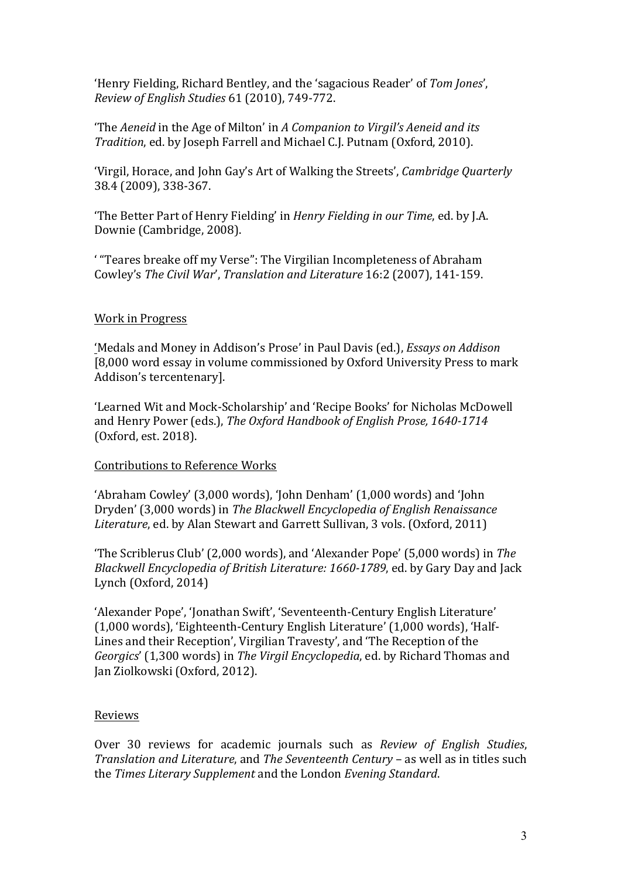'Henry Fielding, Richard Bentley, and the 'sagacious Reader' of *Tom Jones*', *Review of English Studies* 61 (2010), 749-772.

'The *Aeneid* in the Age of Milton' in *A Companion to Virgil's Aeneid and its Tradition*, ed. by Joseph Farrell and Michael C.J. Putnam (Oxford, 2010).

'Virgil, Horace, and John Gay's Art of Walking the Streets', *Cambridge Quarterly* 38.4 (2009), 338-367.

'The Better Part of Henry Fielding' in *Henry Fielding in our Time*, ed. by J.A. Downie (Cambridge, 2008).

' "Teares breake off my Verse": The Virgilian Incompleteness of Abraham Cowley's *The Civil War*', *Translation and Literature* 16:2 (2007), 141-159.

## Work in Progress

'Medals and Money in Addison's Prose' in Paul Davis (ed.), *Essays on Addison* [8,000 word essay in volume commissioned by Oxford University Press to mark Addison's tercentenary].

'Learned Wit and Mock-Scholarship' and 'Recipe Books' for Nicholas McDowell and Henry Power (eds.), *The Oxford Handbook of English Prose, 1640-1714* (Oxford, est. 2018).

## Contributions to Reference Works

'Abraham Cowley' (3,000 words), 'John Denham' (1,000 words) and 'John Dryden' (3,000 words) in *The Blackwell Encyclopedia of English Renaissance Literature*, ed. by Alan Stewart and Garrett Sullivan, 3 vols. (Oxford, 2011)

'The Scriblerus Club' (2,000 words), and 'Alexander Pope' (5,000 words) in *The Blackwell Encyclopedia of British Literature: 1660-1789*, ed. by Gary Day and Jack Lynch (Oxford, 2014)

'Alexander Pope', 'Jonathan Swift', 'Seventeenth-Century English Literature' (1,000 words), 'Eighteenth-Century English Literature' (1,000 words), 'Half-Lines and their Reception', Virgilian Travesty', and 'The Reception of the *Georgics*' (1,300 words) in *The Virgil Encyclopedia*, ed. by Richard Thomas and Jan Ziolkowski (Oxford, 2012).

## Reviews

Over 30 reviews for academic journals such as *Review of English Studies*, *Translation and Literature*, and *The Seventeenth Century* – as well as in titles such the *Times Literary Supplement* and the London *Evening Standard*.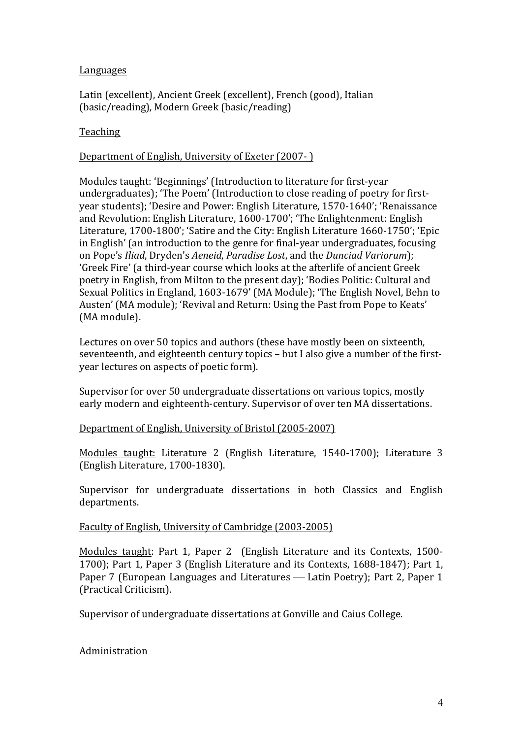Languages

Latin (excellent), Ancient Greek (excellent), French (good), Italian (basic/reading), Modern Greek (basic/reading)

Teaching

Department of English, University of Exeter (2007- )

Modules taught: 'Beginnings' (Introduction to literature for first-year undergraduates); 'The Poem' (Introduction to close reading of poetry for first-year students); 'Desire and Power: English Literature, 1570-1640'; 'Renaissance and Revolution: English Literature, 1600-1700'; 'The Enlightenment: English Literature, 1700-1800'; 'Satire and the City: English Literature 1660-1750'; 'Epic in English' (an introduction to the genre for final-year undergraduates, focusing on Pope's *Iliad*, Dryden's *Aeneid*, *Paradise Lost*, and the *Dunciad Variorum*); 'Greek Fire' (a third-year course which looks at the afterlife of ancient Greek poetry in English, from Milton to the present day); 'Bodies Politic: Cultural and Sexual Politics in England, 1603-1679' (MA Module); 'The English Novel, Behn to Austen' (MA module); 'Revival and Return: Using the Past from Pope to Keats' (MA module).

Lectures on over 50 topics and authors (these have mostly been on sixteenth, seventeenth, and eighteenth century topics – but I also give a number of the first-year lectures on aspects of poetic form).

Supervisor for over 50 undergraduate dissertations on various topics, mostly early modern and eighteenth-century. Supervisor of over ten MA dissertations.

Department of English, University of Bristol (2005-2007)

Modules taught: Literature 2 (English Literature, 1540-1700); Literature 3 (English Literature, 1700-1830).

Supervisor for undergraduate dissertations in both Classics and English departments.

Faculty of English, University of Cambridge (2003-2005)

Modules taught: Part 1, Paper 2 (English Literature and its Contexts, 1500-1700); Part 1, Paper 3 (English Literature and its Contexts, 1688-1847); Part 1, Paper 7 (European Languages and Literatures — Latin Poetry); Part 2, Paper 1 (Practical Criticism).

Supervisor of undergraduate dissertations at Gonville and Caius College.

Administration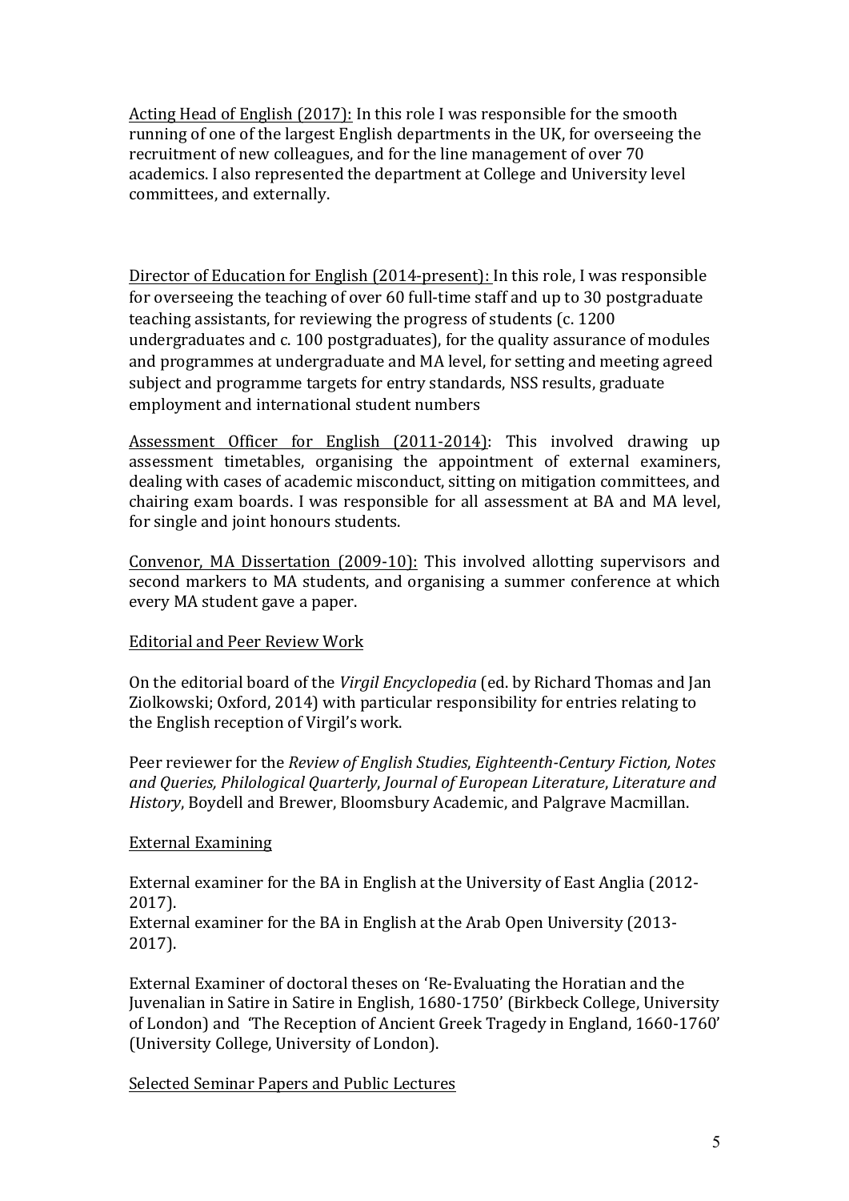Acting Head of English (2017): In this role I was responsible for the smooth running of one of the largest English departments in the UK, for overseeing the recruitment of new colleagues, and for the line management of over 70 academics. I also represented the department at College and University level committees, and externally.

Director of Education for English (2014-present): In this role, I was responsible for overseeing the teaching of over 60 full-time staff and up to 30 postgraduate teaching assistants, for reviewing the progress of students (c. 1200 undergraduates and c. 100 postgraduates), for the quality assurance of modules and programmes at undergraduate and MA level, for setting and meeting agreed subject and programme targets for entry standards, NSS results, graduate employment and international student numbers

Assessment Officer for English (2011-2014): This involved drawing up assessment timetables, organising the appointment of external examiners, dealing with cases of academic misconduct, sitting on mitigation committees, and chairing exam boards. I was responsible for all assessment at BA and MA level, for single and joint honours students.

Convenor, MA Dissertation (2009-10): This involved allotting supervisors and second markers to MA students, and organising a summer conference at which every MA student gave a paper.

## Editorial and Peer Review Work

On the editorial board of the *Virgil Encyclopedia* (ed. by Richard Thomas and Jan Ziolkowski; Oxford, 2014) with particular responsibility for entries relating to the English reception of Virgil's work.

Peer reviewer for the *Review of English Studies*, *Eighteenth-Century Fiction, Notes and Queries, Philological Quarterly*, *Journal of European Literature*, *Literature and History*, Boydell and Brewer, Bloomsbury Academic, and Palgrave Macmillan.

## External Examining

External examiner for the BA in English at the University of East Anglia (2012-2017).
External examiner for the BA in English at the Arab Open University (2013-2017).

External Examiner of doctoral theses on 'Re-Evaluating the Horatian and the Juvenalian in Satire in Satire in English, 1680-1750' (Birkbeck College, University of London) and 'The Reception of Ancient Greek Tragedy in England, 1660-1760' (University College, University of London).

## Selected Seminar Papers and Public Lectures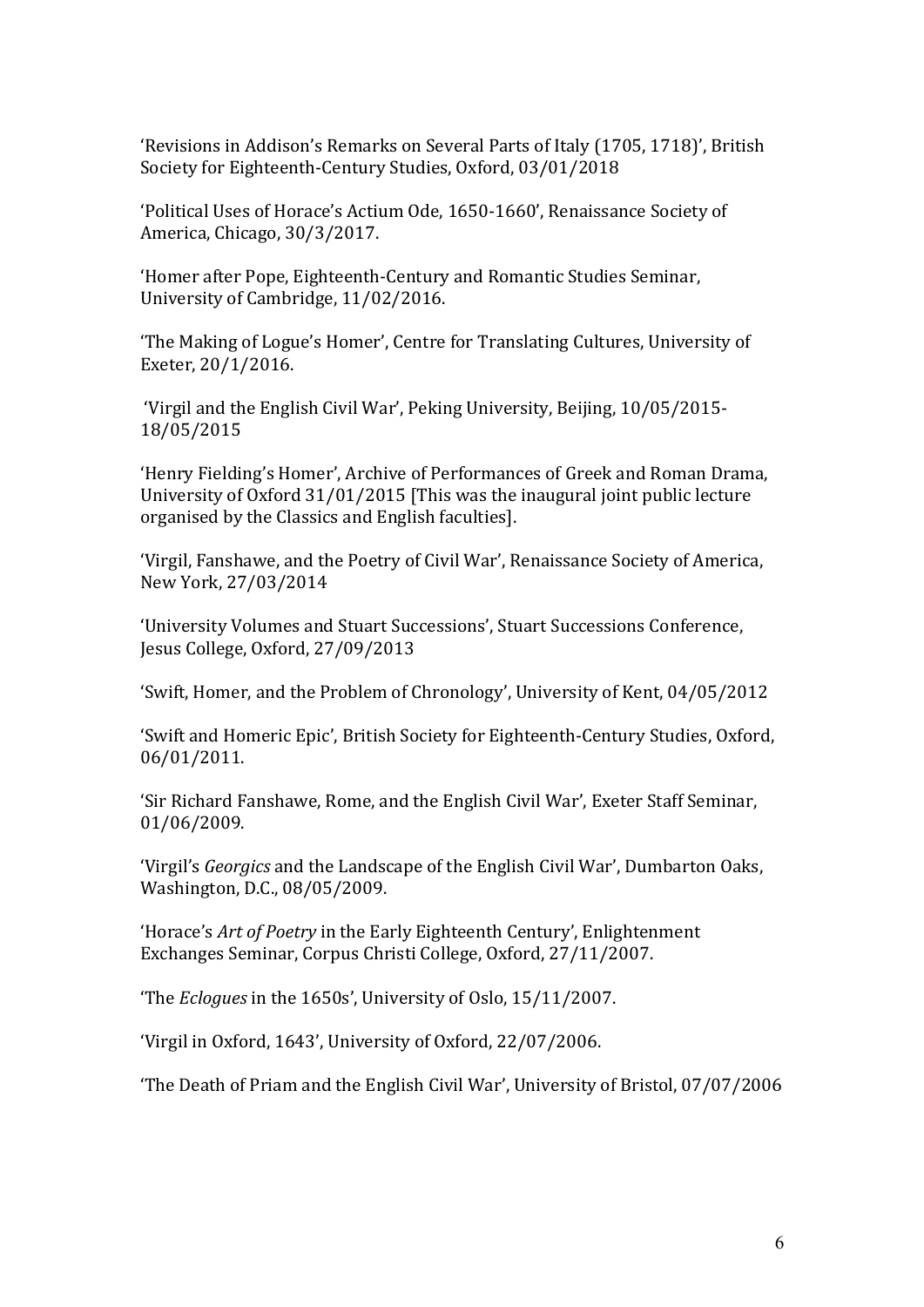'Revisions in Addison's Remarks on Several Parts of Italy (1705, 1718)', British Society for Eighteenth-Century Studies, Oxford, 03/01/2018

'Political Uses of Horace's Actium Ode, 1650-1660', Renaissance Society of America, Chicago, 30/3/2017.

'Homer after Pope, Eighteenth-Century and Romantic Studies Seminar, University of Cambridge, 11/02/2016.

'The Making of Logue's Homer', Centre for Translating Cultures, University of Exeter, 20/1/2016.

'Virgil and the English Civil War', Peking University, Beijing, 10/05/2015-18/05/2015

'Henry Fielding's Homer', Archive of Performances of Greek and Roman Drama, University of Oxford 31/01/2015 [This was the inaugural joint public lecture organised by the Classics and English faculties].

'Virgil, Fanshawe, and the Poetry of Civil War', Renaissance Society of America, New York, 27/03/2014

'University Volumes and Stuart Successions', Stuart Successions Conference, Jesus College, Oxford, 27/09/2013

'Swift, Homer, and the Problem of Chronology', University of Kent, 04/05/2012

'Swift and Homeric Epic', British Society for Eighteenth-Century Studies, Oxford, 06/01/2011.

'Sir Richard Fanshawe, Rome, and the English Civil War', Exeter Staff Seminar, 01/06/2009.

'Virgil's *Georgics* and the Landscape of the English Civil War', Dumbarton Oaks, Washington, D.C., 08/05/2009.

'Horace's *Art of Poetry* in the Early Eighteenth Century', Enlightenment Exchanges Seminar, Corpus Christi College, Oxford, 27/11/2007.

'The *Eclogues* in the 1650s', University of Oslo, 15/11/2007.

'Virgil in Oxford, 1643', University of Oxford, 22/07/2006.

'The Death of Priam and the English Civil War', University of Bristol, 07/07/2006